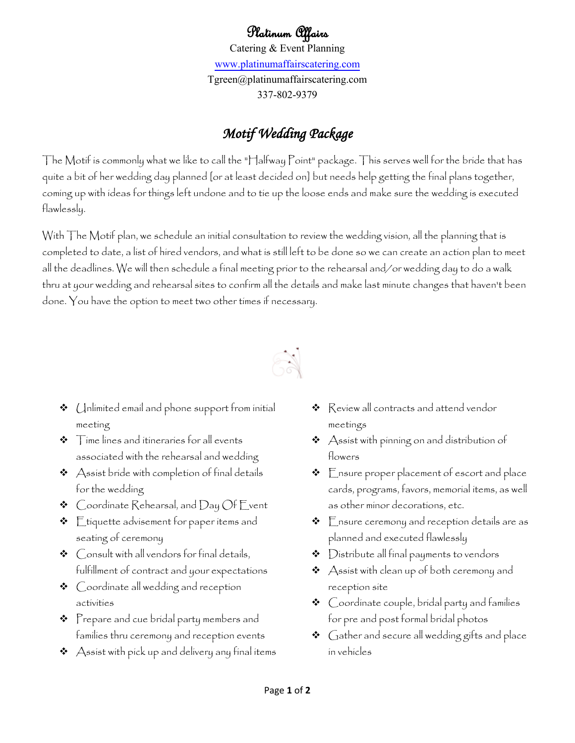# Platinum Affairs

Catering & Event Planning

www.platinumaffairscatering.com

Tgreen@platinumaffairscatering.com

337-802-9379

## *Motif Wedding Package*

The Motif is commonly what we like to call the "Halfway Point" package. This serves well for the bride that has quite a bit of her wedding day planned [or at least decided on] but needs help getting the final plans together, coming up with ideas for things left undone and to tie up the loose ends and make sure the wedding is executed flawlessly.

With The Motif plan, we schedule an initial consultation to review the wedding vision, all the planning that is completed to date, a list of hired vendors, and what is still left to be done so we can create an action plan to meet all the deadlines. We will then schedule a final meeting prior to the rehearsal and/or wedding day to do a walk thru at your wedding and rehearsal sites to confirm all the details and make last minute changes that haven't been done. You have the option to meet two other times if necessary.

- Unlimited email and phone support from initial meeting
- Time lines and itineraries for all events associated with the rehearsal and wedding
- Assist bride with completion of final details for the wedding
- Coordinate Rehearsal, and Day Of Event
- Etiquette advisement for paper items and seating of ceremony
- Consult with all vendors for final details, fulfillment of contract and your expectations
- Coordinate all wedding and reception activities
- Prepare and cue bridal party members and families thru ceremony and reception events
- Assist with pick up and delivery any final items
- Review all contracts and attend vendor meetings
- Assist with pinning on and distribution of flowers
- Ensure proper placement of escort and place cards, programs, favors, memorial items, as well as other minor decorations, etc.
- Ensure ceremony and reception details are as planned and executed flawlessly
- Distribute all final payments to vendors
- Assist with clean up of both ceremony and reception site
- Coordinate couple, bridal party and families for pre and post formal bridal photos
- Gather and secure all wedding gifts and place in vehicles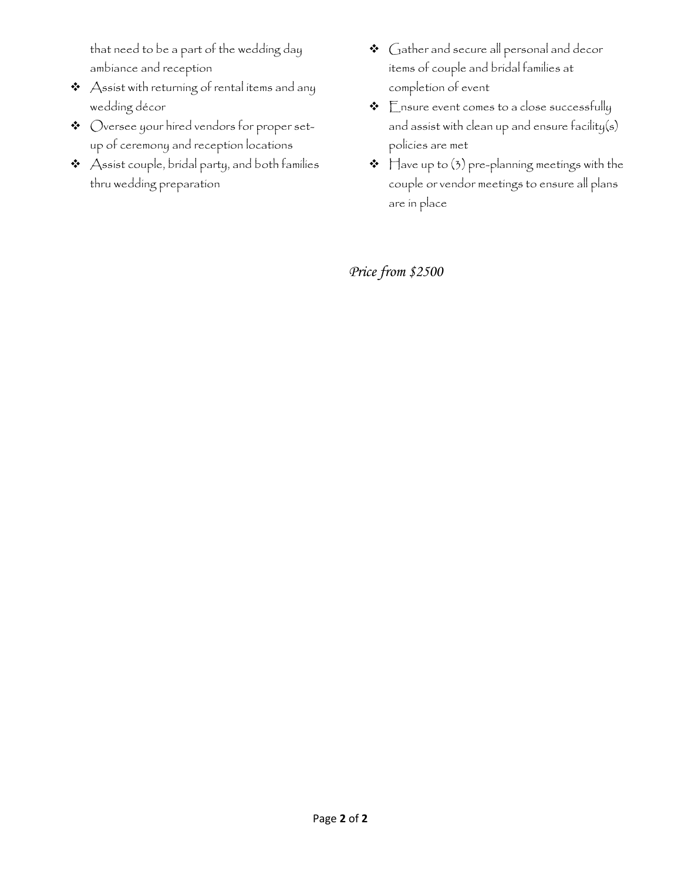that need to be a part of the wedding day ambiance and reception

- Assist with returning of rental items and any wedding décor
- Oversee your hired vendors for proper set-up of ceremony and reception locations
- Assist couple, bridal party, and both families thru wedding preparation
- Gather and secure all personal and decor items of couple and bridal families at completion of event
- Ensure event comes to a close successfully and assist with clean up and ensure facility(s) policies are met
- Have up to (3) pre-planning meetings with the couple or vendor meetings to ensure all plans are in place

*Price from $2500*